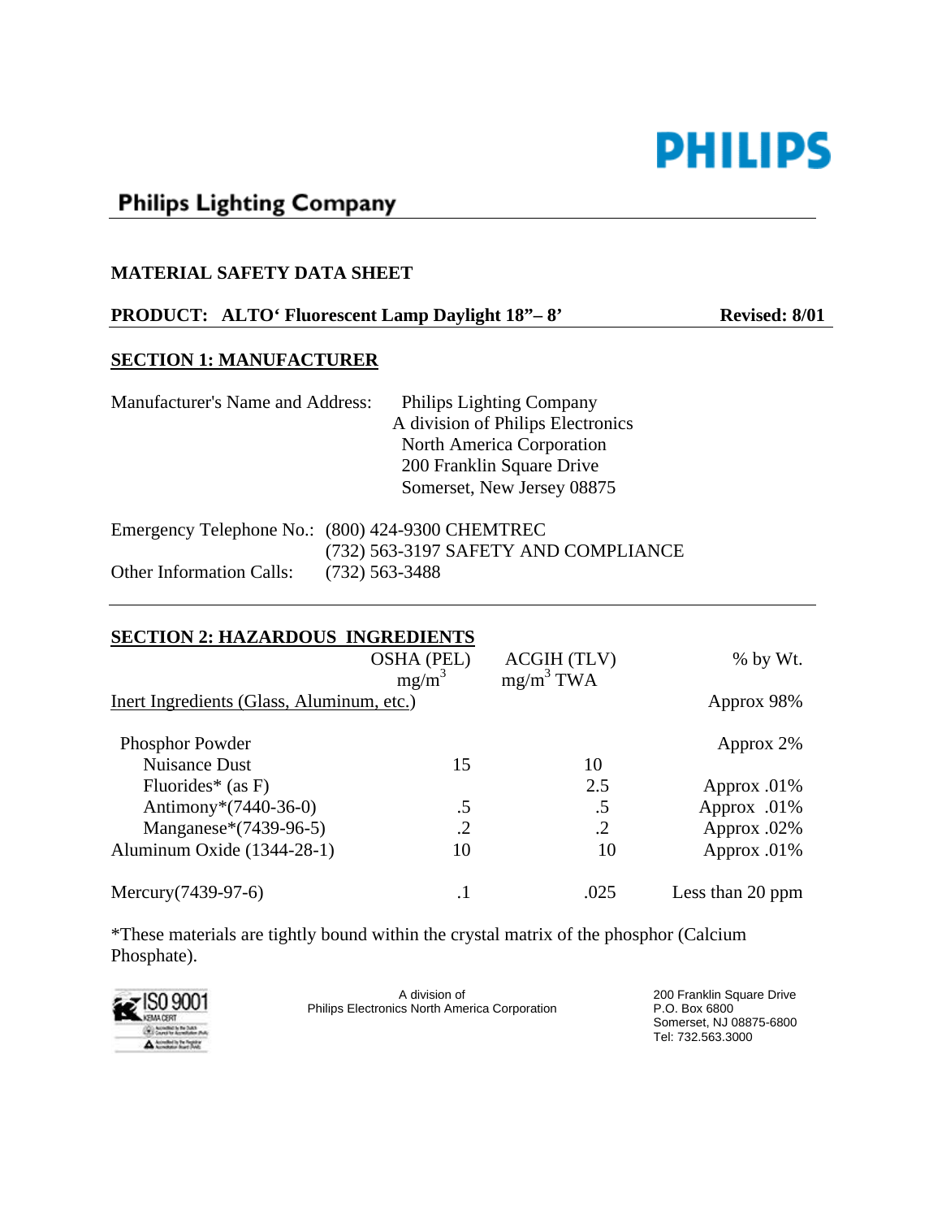PHILIPS

**Philips Lighting Company**

## MATERIAL SAFETY DATA SHEET

**PRODUCT: ALTO‘ Fluorescent Lamp Daylight 18”– 8’** **Revised: 8/01**

### SECTION 1: MANUFACTURER

Manufacturer's Name and Address:

Philips Lighting Company
A division of Philips Electronics
North America Corporation
200 Franklin Square Drive
Somerset, New Jersey 08875

Emergency Telephone No.: (800) 424-9300 CHEMTREC
(732) 563-3197 SAFETY AND COMPLIANCE

Other Information Calls: (732) 563-3488

### SECTION 2: HAZARDOUS INGREDIENTS

| | OSHA (PEL) $mg/m^3$ | ACGIH (TLV) $mg/m^3$ TWA | % by Wt. |
|---|---|---|---|
| Inert Ingredients (Glass, Aluminum, etc.) | | | Approx 98% |
| Phosphor Powder | | | Approx 2% |
| Nuisance Dust | 15 | 10 | |
| Fluorides* (as F) | | 2.5 | Approx .01% |
| Antimony*(7440-36-0) | .5 | .5 | Approx .01% |
| Manganese*(7439-96-5) | .2 | .2 | Approx .02% |
| Aluminum Oxide (1344-28-1) | 10 | 10 | Approx .01% |
| Mercury(7439-97-6) | .1 | .025 | Less than 20 ppm |

*These materials are tightly bound within the crystal matrix of the phosphor (Calcium Phosphate).

ISO 9001 KEMA CERT

A division of
Philips Electronics North America Corporation

200 Franklin Square Drive
P.O. Box 6800
Somerset, NJ 08875-6800
Tel: 732.563.3000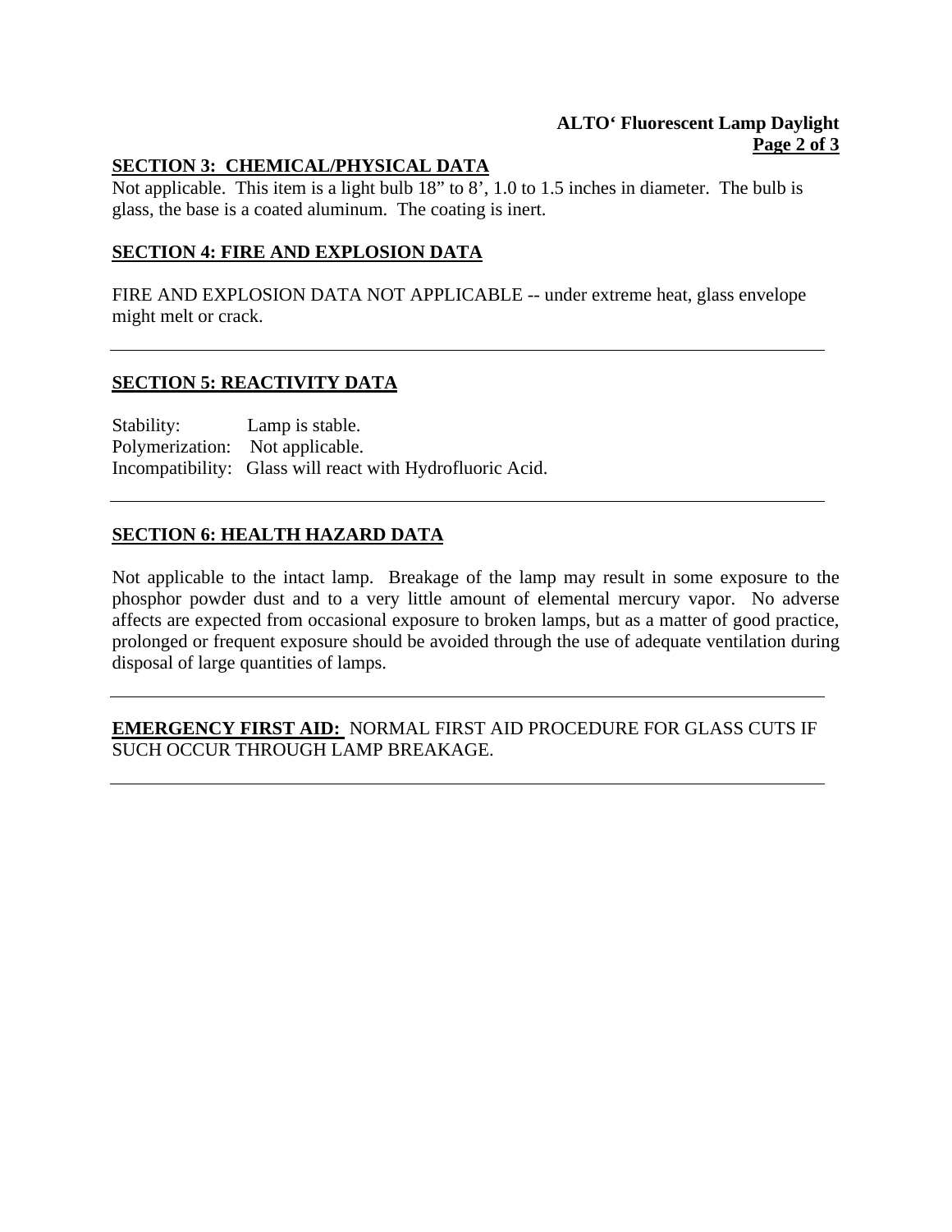## SECTION 3: CHEMICAL/PHYSICAL DATA

Not applicable. This item is a light bulb 18" to 8', 1.0 to 1.5 inches in diameter. The bulb is glass, the base is a coated aluminum. The coating is inert.

## SECTION 4: FIRE AND EXPLOSION DATA

FIRE AND EXPLOSION DATA NOT APPLICABLE -- under extreme heat, glass envelope might melt or crack.

---

## SECTION 5: REACTIVITY DATA

Stability: Lamp is stable.
Polymerization: Not applicable.
Incompatibility: Glass will react with Hydrofluoric Acid.

---

## SECTION 6: HEALTH HAZARD DATA

Not applicable to the intact lamp. Breakage of the lamp may result in some exposure to the phosphor powder dust and to a very little amount of elemental mercury vapor. No adverse affects are expected from occasional exposure to broken lamps, but as a matter of good practice, prolonged or frequent exposure should be avoided through the use of adequate ventilation during disposal of large quantities of lamps.

---

**EMERGENCY FIRST AID:** NORMAL FIRST AID PROCEDURE FOR GLASS CUTS IF SUCH OCCUR THROUGH LAMP BREAKAGE.

---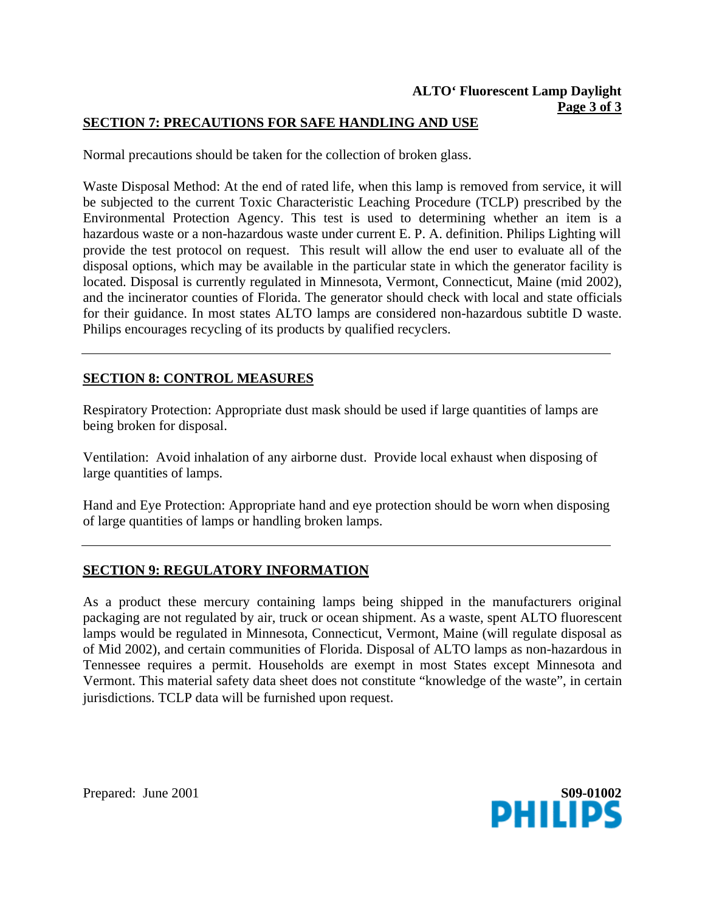## SECTION 7: PRECAUTIONS FOR SAFE HANDLING AND USE

Normal precautions should be taken for the collection of broken glass.

Waste Disposal Method: At the end of rated life, when this lamp is removed from service, it will be subjected to the current Toxic Characteristic Leaching Procedure (TCLP) prescribed by the Environmental Protection Agency. This test is used to determining whether an item is a hazardous waste or a non-hazardous waste under current E. P. A. definition. Philips Lighting will provide the test protocol on request. This result will allow the end user to evaluate all of the disposal options, which may be available in the particular state in which the generator facility is located. Disposal is currently regulated in Minnesota, Vermont, Connecticut, Maine (mid 2002), and the incinerator counties of Florida. The generator should check with local and state officials for their guidance. In most states ALTO lamps are considered non-hazardous subtitle D waste. Philips encourages recycling of its products by qualified recyclers.

---

## SECTION 8: CONTROL MEASURES

Respiratory Protection: Appropriate dust mask should be used if large quantities of lamps are being broken for disposal.

Ventilation: Avoid inhalation of any airborne dust. Provide local exhaust when disposing of large quantities of lamps.

Hand and Eye Protection: Appropriate hand and eye protection should be worn when disposing of large quantities of lamps or handling broken lamps.

---

## SECTION 9: REGULATORY INFORMATION

As a product these mercury containing lamps being shipped in the manufacturers original packaging are not regulated by air, truck or ocean shipment. As a waste, spent ALTO fluorescent lamps would be regulated in Minnesota, Connecticut, Vermont, Maine (will regulate disposal as of Mid 2002), and certain communities of Florida. Disposal of ALTO lamps as non-hazardous in Tennessee requires a permit. Households are exempt in most States except Minnesota and Vermont. This material safety data sheet does not constitute "knowledge of the waste", in certain jurisdictions. TCLP data will be furnished upon request.

Prepared: June 2001

**S09-01002**

**PHILIPS**